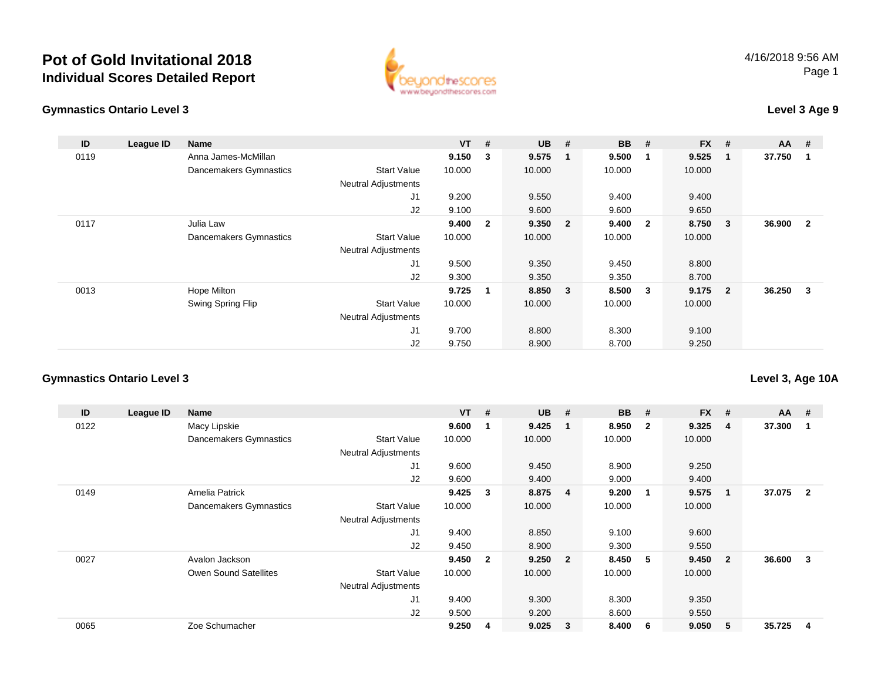# Pot of Gold Invitational 2018

## Individual Scores Detailed Report

4/16/2018 9:56 AM

### Gymnastics Ontario Level 3

**Level 3 Age 9**

| ID | League ID | Name | | VT | # | UB | # | BB | # | FX | # | AA | # |
|---|---|---|---|---|---|---|---|---|---|---|---|---|---|
| 0119 | | Anna James-McMillan | | **9.150** | **3** | **9.575** | **1** | **9.500** | **1** | **9.525** | **1** | **37.750** | **1** |
| | | Dancemakers Gymnastics | Start Value | 10.000 | | 10.000 | | 10.000 | | 10.000 | | | |
| | | | Neutral Adjustments | | | | | | | | | | |
| | | | J1 | 9.200 | | 9.550 | | 9.400 | | 9.400 | | | |
| | | | J2 | 9.100 | | 9.600 | | 9.600 | | 9.650 | | | |
| 0117 | | Julia Law | | **9.400** | **2** | **9.350** | **2** | **9.400** | **2** | **8.750** | **3** | **36.900** | **2** |
| | | Dancemakers Gymnastics | Start Value | 10.000 | | 10.000 | | 10.000 | | 10.000 | | | |
| | | | Neutral Adjustments | | | | | | | | | | |
| | | | J1 | 9.500 | | 9.350 | | 9.450 | | 8.800 | | | |
| | | | J2 | 9.300 | | 9.350 | | 9.350 | | 8.700 | | | |
| 0013 | | Hope Milton | | **9.725** | **1** | **8.850** | **3** | **8.500** | **3** | **9.175** | **2** | **36.250** | **3** |
| | | Swing Spring Flip | Start Value | 10.000 | | 10.000 | | 10.000 | | 10.000 | | | |
| | | | Neutral Adjustments | | | | | | | | | | |
| | | | J1 | 9.700 | | 8.800 | | 8.300 | | 9.100 | | | |
| | | | J2 | 9.750 | | 8.900 | | 8.700 | | 9.250 | | | |

### Gymnastics Ontario Level 3

**Level 3, Age 10A**

| ID | League ID | Name | | VT | # | UB | # | BB | # | FX | # | AA | # |
|---|---|---|---|---|---|---|---|---|---|---|---|---|---|
| 0122 | | Macy Lipskie | | **9.600** | **1** | **9.425** | **1** | **8.950** | **2** | **9.325** | **4** | **37.300** | **1** |
| | | Dancemakers Gymnastics | Start Value | 10.000 | | 10.000 | | 10.000 | | 10.000 | | | |
| | | | Neutral Adjustments | | | | | | | | | | |
| | | | J1 | 9.600 | | 9.450 | | 8.900 | | 9.250 | | | |
| | | | J2 | 9.600 | | 9.400 | | 9.000 | | 9.400 | | | |
| 0149 | | Amelia Patrick | | **9.425** | **3** | **8.875** | **4** | **9.200** | **1** | **9.575** | **1** | **37.075** | **2** |
| | | Dancemakers Gymnastics | Start Value | 10.000 | | 10.000 | | 10.000 | | 10.000 | | | |
| | | | Neutral Adjustments | | | | | | | | | | |
| | | | J1 | 9.400 | | 8.850 | | 9.100 | | 9.600 | | | |
| | | | J2 | 9.450 | | 8.900 | | 9.300 | | 9.550 | | | |
| 0027 | | Avalon Jackson | | **9.450** | **2** | **9.250** | **2** | **8.450** | **5** | **9.450** | **2** | **36.600** | **3** |
| | | Owen Sound Satellites | Start Value | 10.000 | | 10.000 | | 10.000 | | 10.000 | | | |
| | | | Neutral Adjustments | | | | | | | | | | |
| | | | J1 | 9.400 | | 9.300 | | 8.300 | | 9.350 | | | |
| | | | J2 | 9.500 | | 9.200 | | 8.600 | | 9.550 | | | |
| 0065 | | Zoe Schumacher | | **9.250** | **4** | **9.025** | **3** | **8.400** | **6** | **9.050** | **5** | **35.725** | **4** |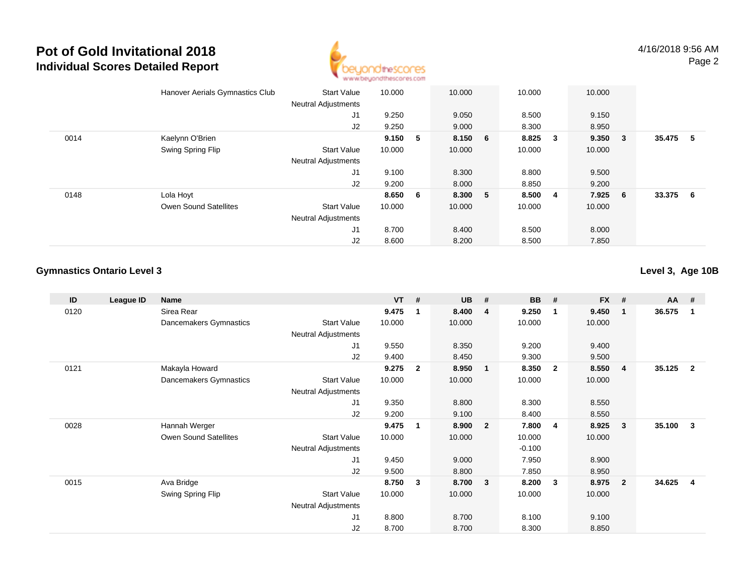# Pot of Gold Invitational 2018

## Individual Scores Detailed Report

4/16/2018 9:56 AM

| ID | League ID | Name | | VT | # | UB | # | BB | # | FX | # | AA | # |
|---|---|---|---|---|---|---|---|---|---|---|---|---|---|
| | | Hanover Aerials Gymnastics Club | Start Value | 10.000 | | 10.000 | | 10.000 | | 10.000 | | | |
| | | | Neutral Adjustments | | | | | | | | | | |
| | | | J1 | 9.250 | | 9.050 | | 8.500 | | 9.150 | | | |
| | | | J2 | 9.250 | | 9.000 | | 8.300 | | 8.950 | | | |
| 0014 | | Kaelynn O'Brien | | **9.150** | **5** | **8.150** | **6** | **8.825** | **3** | **9.350** | **3** | **35.475** | **5** |
| | | Swing Spring Flip | Start Value | 10.000 | | 10.000 | | 10.000 | | 10.000 | | | |
| | | | Neutral Adjustments | | | | | | | | | | |
| | | | J1 | 9.100 | | 8.300 | | 8.800 | | 9.500 | | | |
| | | | J2 | 9.200 | | 8.000 | | 8.850 | | 9.200 | | | |
| 0148 | | Lola Hoyt | | **8.650** | **6** | **8.300** | **5** | **8.500** | **4** | **7.925** | **6** | **33.375** | **6** |
| | | Owen Sound Satellites | Start Value | 10.000 | | 10.000 | | 10.000 | | 10.000 | | | |
| | | | Neutral Adjustments | | | | | | | | | | |
| | | | J1 | 8.700 | | 8.400 | | 8.500 | | 8.000 | | | |
| | | | J2 | 8.600 | | 8.200 | | 8.500 | | 7.850 | | | |

### Gymnastics Ontario Level 3

**Level 3, Age 10B**

| ID | League ID | Name | | VT | # | UB | # | BB | # | FX | # | AA | # |
|---|---|---|---|---|---|---|---|---|---|---|---|---|---|
| 0120 | | Sirea Rear | | **9.475** | **1** | **8.400** | **4** | **9.250** | **1** | **9.450** | **1** | **36.575** | **1** |
| | | Dancemakers Gymnastics | Start Value | 10.000 | | 10.000 | | 10.000 | | 10.000 | | | |
| | | | Neutral Adjustments | | | | | | | | | | |
| | | | J1 | 9.550 | | 8.350 | | 9.200 | | 9.400 | | | |
| | | | J2 | 9.400 | | 8.450 | | 9.300 | | 9.500 | | | |
| 0121 | | Makayla Howard | | **9.275** | **2** | **8.950** | **1** | **8.350** | **2** | **8.550** | **4** | **35.125** | **2** |
| | | Dancemakers Gymnastics | Start Value | 10.000 | | 10.000 | | 10.000 | | 10.000 | | | |
| | | | Neutral Adjustments | | | | | | | | | | |
| | | | J1 | 9.350 | | 8.800 | | 8.300 | | 8.550 | | | |
| | | | J2 | 9.200 | | 9.100 | | 8.400 | | 8.550 | | | |
| 0028 | | Hannah Werger | | **9.475** | **1** | **8.900** | **2** | **7.800** | **4** | **8.925** | **3** | **35.100** | **3** |
| | | Owen Sound Satellites | Start Value | 10.000 | | 10.000 | | 10.000 | | 10.000 | | | |
| | | | Neutral Adjustments | | | | | -0.100 | | | | | |
| | | | J1 | 9.450 | | 9.000 | | 7.950 | | 8.900 | | | |
| | | | J2 | 9.500 | | 8.800 | | 7.850 | | 8.950 | | | |
| 0015 | | Ava Bridge | | **8.750** | **3** | **8.700** | **3** | **8.200** | **3** | **8.975** | **2** | **34.625** | **4** |
| | | Swing Spring Flip | Start Value | 10.000 | | 10.000 | | 10.000 | | 10.000 | | | |
| | | | Neutral Adjustments | | | | | | | | | | |
| | | | J1 | 8.800 | | 8.700 | | 8.100 | | 9.100 | | | |
| | | | J2 | 8.700 | | 8.700 | | 8.300 | | 8.850 | | | |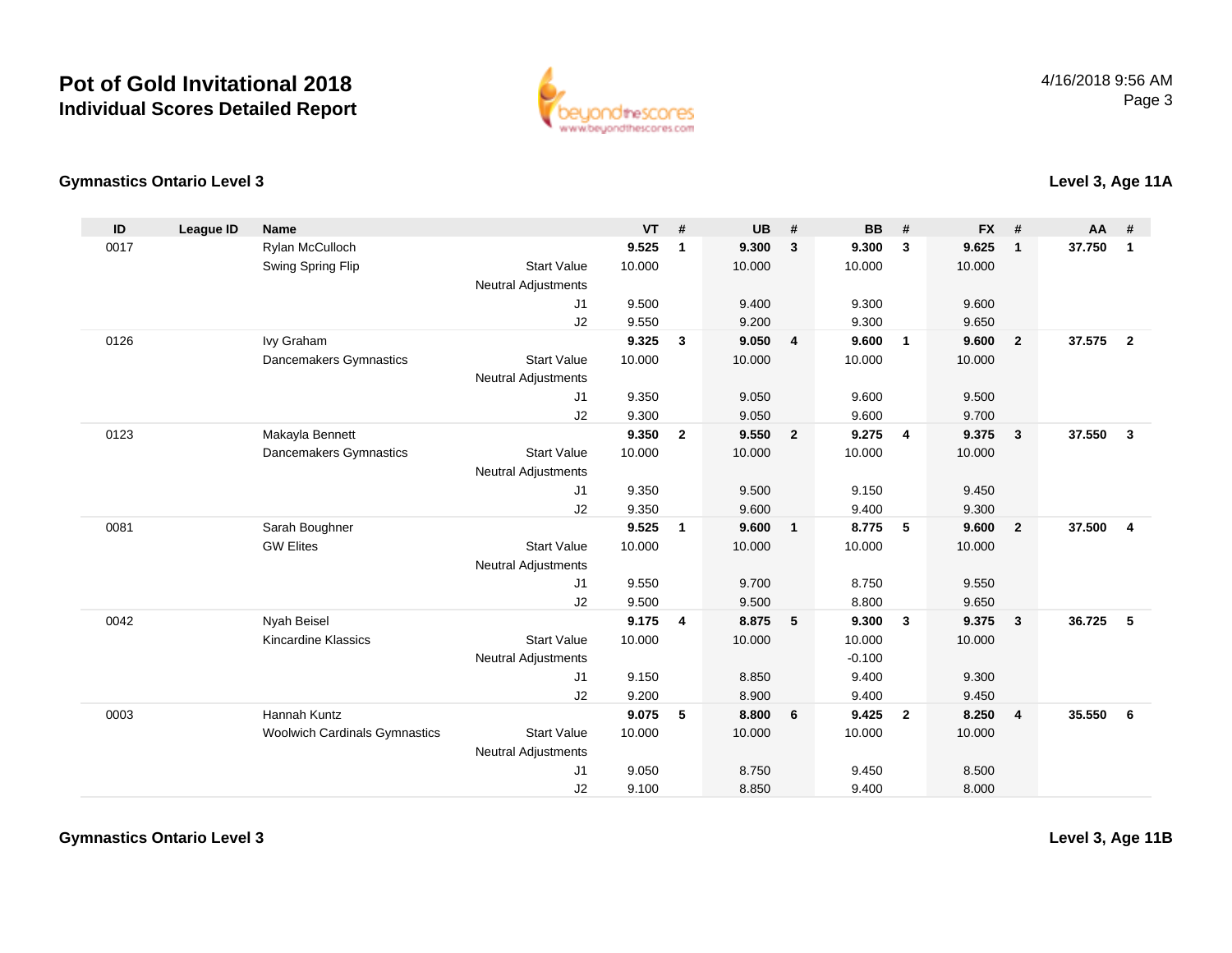# Pot of Gold Invitational 2018
## Individual Scores Detailed Report

4/16/2018 9:56 AM

### Gymnastics Ontario Level 3

**Level 3, Age 11A**

| ID | League ID | Name | | VT | # | UB | # | BB | # | FX | # | AA | # |
|---|---|---|---|---|---|---|---|---|---|---|---|---|---|
| 0017 | | Rylan McCulloch | | **9.525** | **1** | **9.300** | **3** | **9.300** | **3** | **9.625** | **1** | **37.750** | **1** |
| | | Swing Spring Flip | Start Value | 10.000 | | 10.000 | | 10.000 | | 10.000 | | | |
| | | | Neutral Adjustments | | | | | | | | | | |
| | | | J1 | 9.500 | | 9.400 | | 9.300 | | 9.600 | | | |
| | | | J2 | 9.550 | | 9.200 | | 9.300 | | 9.650 | | | |
| 0126 | | Ivy Graham | | **9.325** | **3** | **9.050** | **4** | **9.600** | **1** | **9.600** | **2** | **37.575** | **2** |
| | | Dancemakers Gymnastics | Start Value | 10.000 | | 10.000 | | 10.000 | | 10.000 | | | |
| | | | Neutral Adjustments | | | | | | | | | | |
| | | | J1 | 9.350 | | 9.050 | | 9.600 | | 9.500 | | | |
| | | | J2 | 9.300 | | 9.050 | | 9.600 | | 9.700 | | | |
| 0123 | | Makayla Bennett | | **9.350** | **2** | **9.550** | **2** | **9.275** | **4** | **9.375** | **3** | **37.550** | **3** |
| | | Dancemakers Gymnastics | Start Value | 10.000 | | 10.000 | | 10.000 | | 10.000 | | | |
| | | | Neutral Adjustments | | | | | | | | | | |
| | | | J1 | 9.350 | | 9.500 | | 9.150 | | 9.450 | | | |
| | | | J2 | 9.350 | | 9.600 | | 9.400 | | 9.300 | | | |
| 0081 | | Sarah Boughner | | **9.525** | **1** | **9.600** | **1** | **8.775** | **5** | **9.600** | **2** | **37.500** | **4** |
| | | GW Elites | Start Value | 10.000 | | 10.000 | | 10.000 | | 10.000 | | | |
| | | | Neutral Adjustments | | | | | | | | | | |
| | | | J1 | 9.550 | | 9.700 | | 8.750 | | 9.550 | | | |
| | | | J2 | 9.500 | | 9.500 | | 8.800 | | 9.650 | | | |
| 0042 | | Nyah Beisel | | **9.175** | **4** | **8.875** | **5** | **9.300** | **3** | **9.375** | **3** | **36.725** | **5** |
| | | Kincardine Klassics | Start Value | 10.000 | | 10.000 | | 10.000 | | 10.000 | | | |
| | | | Neutral Adjustments | | | | | -0.100 | | | | | |
| | | | J1 | 9.150 | | 8.850 | | 9.400 | | 9.300 | | | |
| | | | J2 | 9.200 | | 8.900 | | 9.400 | | 9.450 | | | |
| 0003 | | Hannah Kuntz | | **9.075** | **5** | **8.800** | **6** | **9.425** | **2** | **8.250** | **4** | **35.550** | **6** |
| | | Woolwich Cardinals Gymnastics | Start Value | 10.000 | | 10.000 | | 10.000 | | 10.000 | | | |
| | | | Neutral Adjustments | | | | | | | | | | |
| | | | J1 | 9.050 | | 8.750 | | 9.450 | | 8.500 | | | |
| | | | J2 | 9.100 | | 8.850 | | 9.400 | | 8.000 | | | |

### Gymnastics Ontario Level 3

**Level 3, Age 11B**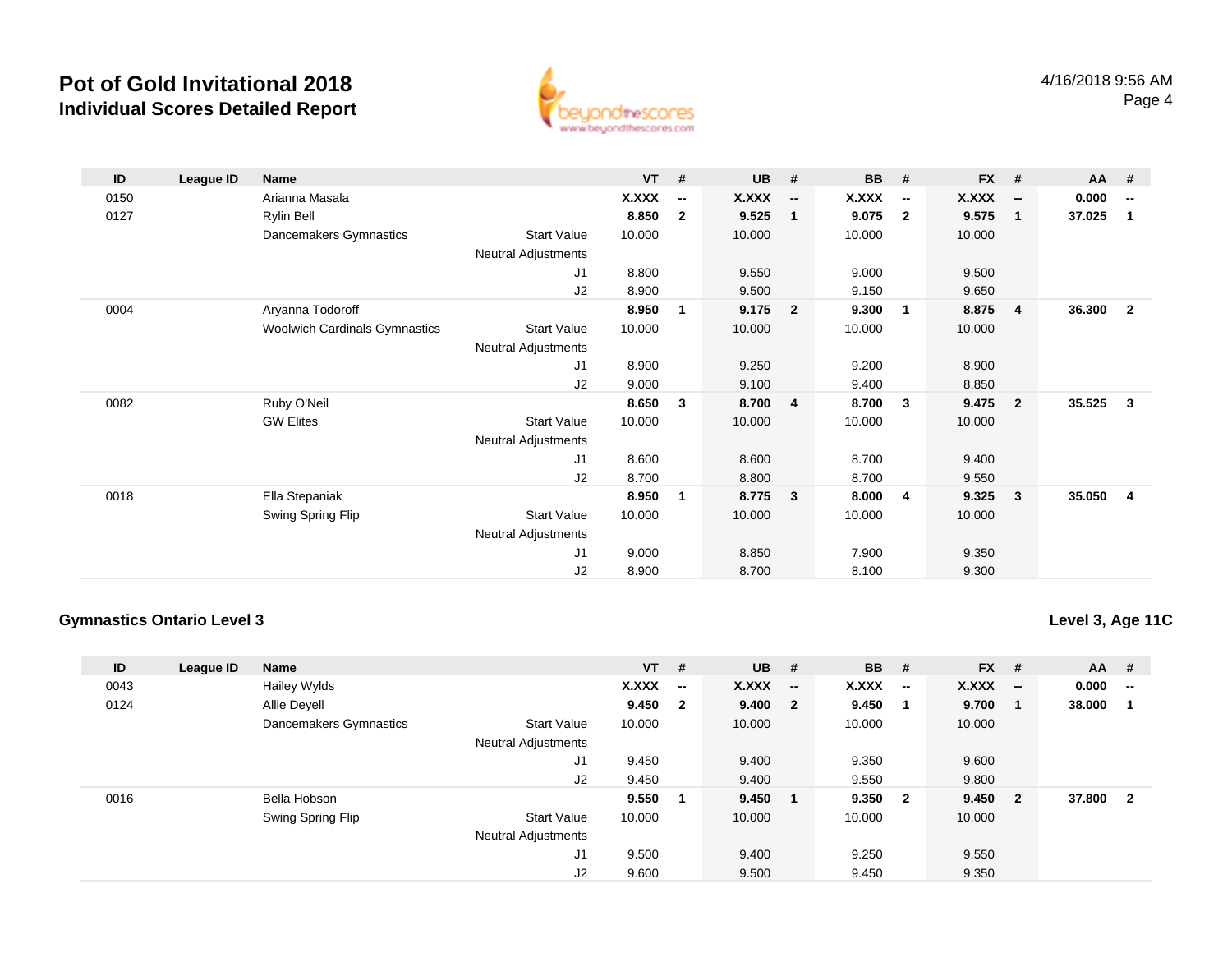# Pot of Gold Invitational 2018

## Individual Scores Detailed Report

4/16/2018 9:56 AM

| ID | League ID | Name | | VT | # | UB | # | BB | # | FX | # | AA | # |
|---|---|---|---|---|---|---|---|---|---|---|---|---|---|
| 0150 | | Arianna Masala | | **X.XXX** | **--** | **X.XXX** | **--** | **X.XXX** | **--** | **X.XXX** | **--** | **0.000** | **--** |
| 0127 | | Rylin Bell | | **8.850** | **2** | **9.525** | **1** | **9.075** | **2** | **9.575** | **1** | **37.025** | **1** |
| | | Dancemakers Gymnastics | Start Value | 10.000 | | 10.000 | | 10.000 | | 10.000 | | | |
| | | | Neutral Adjustments | | | | | | | | | | |
| | | | J1 | 8.800 | | 9.550 | | 9.000 | | 9.500 | | | |
| | | | J2 | 8.900 | | 9.500 | | 9.150 | | 9.650 | | | |
| 0004 | | Aryanna Todoroff | | **8.950** | **1** | **9.175** | **2** | **9.300** | **1** | **8.875** | **4** | **36.300** | **2** |
| | | Woolwich Cardinals Gymnastics | Start Value | 10.000 | | 10.000 | | 10.000 | | 10.000 | | | |
| | | | Neutral Adjustments | | | | | | | | | | |
| | | | J1 | 8.900 | | 9.250 | | 9.200 | | 8.900 | | | |
| | | | J2 | 9.000 | | 9.100 | | 9.400 | | 8.850 | | | |
| 0082 | | Ruby O'Neil | | **8.650** | **3** | **8.700** | **4** | **8.700** | **3** | **9.475** | **2** | **35.525** | **3** |
| | | GW Elites | Start Value | 10.000 | | 10.000 | | 10.000 | | 10.000 | | | |
| | | | Neutral Adjustments | | | | | | | | | | |
| | | | J1 | 8.600 | | 8.600 | | 8.700 | | 9.400 | | | |
| | | | J2 | 8.700 | | 8.800 | | 8.700 | | 9.550 | | | |
| 0018 | | Ella Stepaniak | | **8.950** | **1** | **8.775** | **3** | **8.000** | **4** | **9.325** | **3** | **35.050** | **4** |
| | | Swing Spring Flip | Start Value | 10.000 | | 10.000 | | 10.000 | | 10.000 | | | |
| | | | Neutral Adjustments | | | | | | | | | | |
| | | | J1 | 9.000 | | 8.850 | | 7.900 | | 9.350 | | | |
| | | | J2 | 8.900 | | 8.700 | | 8.100 | | 9.300 | | | |

### Gymnastics Ontario Level 3

**Level 3, Age 11C**

| ID | League ID | Name | | VT | # | UB | # | BB | # | FX | # | AA | # |
|---|---|---|---|---|---|---|---|---|---|---|---|---|---|
| 0043 | | Hailey Wylds | | **X.XXX** | **--** | **X.XXX** | **--** | **X.XXX** | **--** | **X.XXX** | **--** | **0.000** | **--** |
| 0124 | | Allie Deyell | | **9.450** | **2** | **9.400** | **2** | **9.450** | **1** | **9.700** | **1** | **38.000** | **1** |
| | | Dancemakers Gymnastics | Start Value | 10.000 | | 10.000 | | 10.000 | | 10.000 | | | |
| | | | Neutral Adjustments | | | | | | | | | | |
| | | | J1 | 9.450 | | 9.400 | | 9.350 | | 9.600 | | | |
| | | | J2 | 9.450 | | 9.400 | | 9.550 | | 9.800 | | | |
| 0016 | | Bella Hobson | | **9.550** | **1** | **9.450** | **1** | **9.350** | **2** | **9.450** | **2** | **37.800** | **2** |
| | | Swing Spring Flip | Start Value | 10.000 | | 10.000 | | 10.000 | | 10.000 | | | |
| | | | Neutral Adjustments | | | | | | | | | | |
| | | | J1 | 9.500 | | 9.400 | | 9.250 | | 9.550 | | | |
| | | | J2 | 9.600 | | 9.500 | | 9.450 | | 9.350 | | | |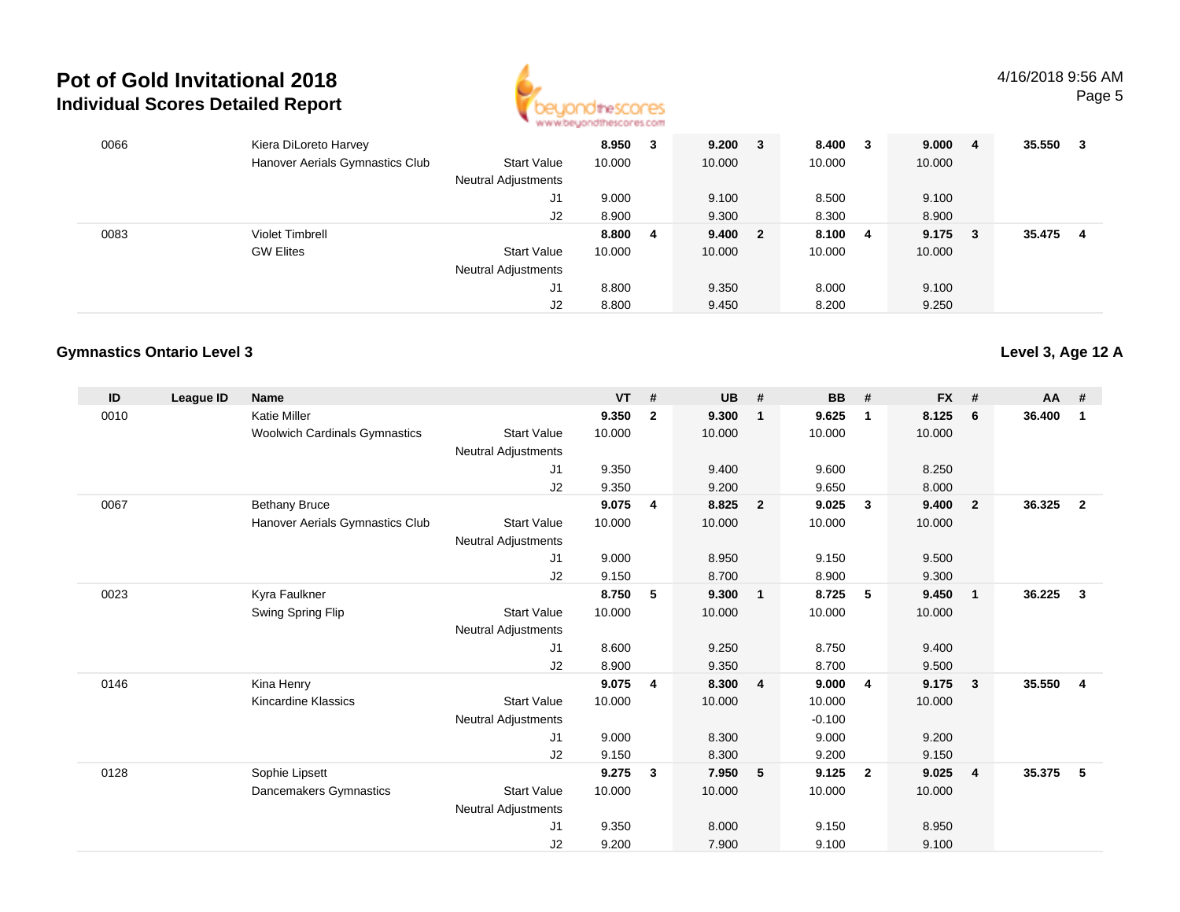# Pot of Gold Invitational 2018

## Individual Scores Detailed Report

4/16/2018 9:56 AM

| ID | League ID | Name | | VT | # | UB | # | BB | # | FX | # | AA | # |
|---|---|---|---|---|---|---|---|---|---|---|---|---|---|
| 0066 | | Kiera DiLoreto Harvey | | 8.950 | 3 | 9.200 | 3 | 8.400 | 3 | 9.000 | 4 | 35.550 | 3 |
| | | Hanover Aerials Gymnastics Club | Start Value | 10.000 | | 10.000 | | 10.000 | | 10.000 | | | |
| | | | Neutral Adjustments | | | | | | | | | | |
| | | | J1 | 9.000 | | 9.100 | | 8.500 | | 9.100 | | | |
| | | | J2 | 8.900 | | 9.300 | | 8.300 | | 8.900 | | | |
| 0083 | | Violet Timbrell | | 8.800 | 4 | 9.400 | 2 | 8.100 | 4 | 9.175 | 3 | 35.475 | 4 |
| | | GW Elites | Start Value | 10.000 | | 10.000 | | 10.000 | | 10.000 | | | |
| | | | Neutral Adjustments | | | | | | | | | | |
| | | | J1 | 8.800 | | 9.350 | | 8.000 | | 9.100 | | | |
| | | | J2 | 8.800 | | 9.450 | | 8.200 | | 9.250 | | | |

### Gymnastics Ontario Level 3

**Level 3, Age 12 A**

| ID | League ID | Name | | VT | # | UB | # | BB | # | FX | # | AA | # |
|---|---|---|---|---|---|---|---|---|---|---|---|---|---|
| 0010 | | Katie Miller | | 9.350 | 2 | 9.300 | 1 | 9.625 | 1 | 8.125 | 6 | 36.400 | 1 |
| | | Woolwich Cardinals Gymnastics | Start Value | 10.000 | | 10.000 | | 10.000 | | 10.000 | | | |
| | | | Neutral Adjustments | | | | | | | | | | |
| | | | J1 | 9.350 | | 9.400 | | 9.600 | | 8.250 | | | |
| | | | J2 | 9.350 | | 9.200 | | 9.650 | | 8.000 | | | |
| 0067 | | Bethany Bruce | | 9.075 | 4 | 8.825 | 2 | 9.025 | 3 | 9.400 | 2 | 36.325 | 2 |
| | | Hanover Aerials Gymnastics Club | Start Value | 10.000 | | 10.000 | | 10.000 | | 10.000 | | | |
| | | | Neutral Adjustments | | | | | | | | | | |
| | | | J1 | 9.000 | | 8.950 | | 9.150 | | 9.500 | | | |
| | | | J2 | 9.150 | | 8.700 | | 8.900 | | 9.300 | | | |
| 0023 | | Kyra Faulkner | | 8.750 | 5 | 9.300 | 1 | 8.725 | 5 | 9.450 | 1 | 36.225 | 3 |
| | | Swing Spring Flip | Start Value | 10.000 | | 10.000 | | 10.000 | | 10.000 | | | |
| | | | Neutral Adjustments | | | | | | | | | | |
| | | | J1 | 8.600 | | 9.250 | | 8.750 | | 9.400 | | | |
| | | | J2 | 8.900 | | 9.350 | | 8.700 | | 9.500 | | | |
| 0146 | | Kina Henry | | 9.075 | 4 | 8.300 | 4 | 9.000 | 4 | 9.175 | 3 | 35.550 | 4 |
| | | Kincardine Klassics | Start Value | 10.000 | | 10.000 | | 10.000 | | 10.000 | | | |
| | | | Neutral Adjustments | | | | | -0.100 | | | | | |
| | | | J1 | 9.000 | | 8.300 | | 9.000 | | 9.200 | | | |
| | | | J2 | 9.150 | | 8.300 | | 9.200 | | 9.150 | | | |
| 0128 | | Sophie Lipsett | | 9.275 | 3 | 7.950 | 5 | 9.125 | 2 | 9.025 | 4 | 35.375 | 5 |
| | | Dancemakers Gymnastics | Start Value | 10.000 | | 10.000 | | 10.000 | | 10.000 | | | |
| | | | Neutral Adjustments | | | | | | | | | | |
| | | | J1 | 9.350 | | 8.000 | | 9.150 | | 8.950 | | | |
| | | | J2 | 9.200 | | 7.900 | | 9.100 | | 9.100 | | | |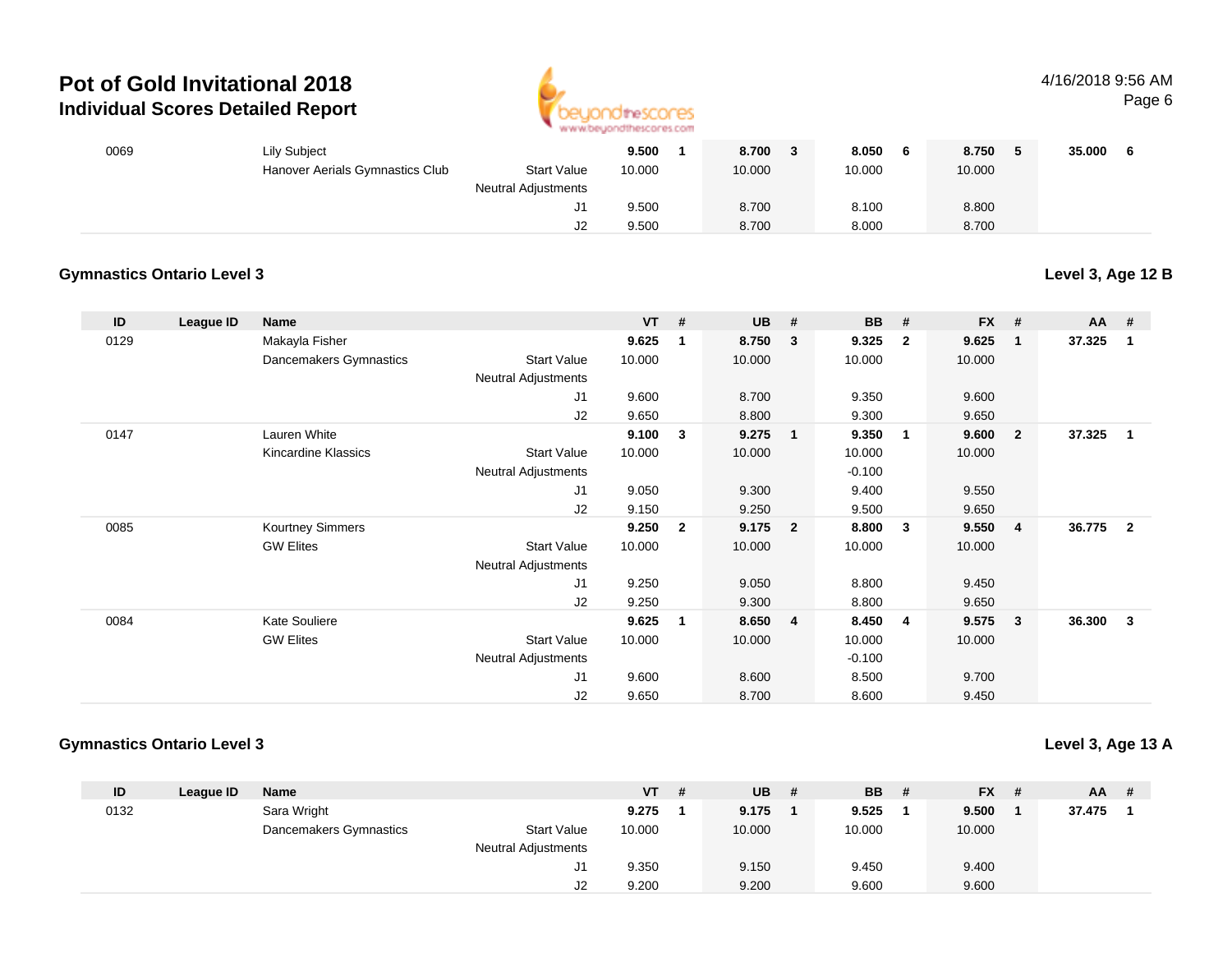# Pot of Gold Invitational 2018

## Individual Scores Detailed Report

| ID | League ID | Name | | VT | # | UB | # | BB | # | FX | # | AA | # |
|---|---|---|---|---|---|---|---|---|---|---|---|---|---|
| 0069 | | Lily Subject | | **9.500** | **1** | **8.700** | **3** | **8.050** | **6** | **8.750** | **5** | **35.000** | **6** |
| | | Hanover Aerials Gymnastics Club | Start Value | 10.000 | | 10.000 | | 10.000 | | 10.000 | | | |
| | | | Neutral Adjustments | | | | | | | | | | |
| | | | J1 | 9.500 | | 8.700 | | 8.100 | | 8.800 | | | |
| | | | J2 | 9.500 | | 8.700 | | 8.000 | | 8.700 | | | |

### Gymnastics Ontario Level 3

**Level 3, Age 12 B**

| ID | League ID | Name | | VT | # | UB | # | BB | # | FX | # | AA | # |
|---|---|---|---|---|---|---|---|---|---|---|---|---|---|
| 0129 | | Makayla Fisher | | **9.625** | **1** | **8.750** | **3** | **9.325** | **2** | **9.625** | **1** | **37.325** | **1** |
| | | Dancemakers Gymnastics | Start Value | 10.000 | | 10.000 | | 10.000 | | 10.000 | | | |
| | | | Neutral Adjustments | | | | | | | | | | |
| | | | J1 | 9.600 | | 8.700 | | 9.350 | | 9.600 | | | |
| | | | J2 | 9.650 | | 8.800 | | 9.300 | | 9.650 | | | |
| 0147 | | Lauren White | | **9.100** | **3** | **9.275** | **1** | **9.350** | **1** | **9.600** | **2** | **37.325** | **1** |
| | | Kincardine Klassics | Start Value | 10.000 | | 10.000 | | 10.000 | | 10.000 | | | |
| | | | Neutral Adjustments | | | | | -0.100 | | | | | |
| | | | J1 | 9.050 | | 9.300 | | 9.400 | | 9.550 | | | |
| | | | J2 | 9.150 | | 9.250 | | 9.500 | | 9.650 | | | |
| 0085 | | Kourtney Simmers | | **9.250** | **2** | **9.175** | **2** | **8.800** | **3** | **9.550** | **4** | **36.775** | **2** |
| | | GW Elites | Start Value | 10.000 | | 10.000 | | 10.000 | | 10.000 | | | |
| | | | Neutral Adjustments | | | | | | | | | | |
| | | | J1 | 9.250 | | 9.050 | | 8.800 | | 9.450 | | | |
| | | | J2 | 9.250 | | 9.300 | | 8.800 | | 9.650 | | | |
| 0084 | | Kate Souliere | | **9.625** | **1** | **8.650** | **4** | **8.450** | **4** | **9.575** | **3** | **36.300** | **3** |
| | | GW Elites | Start Value | 10.000 | | 10.000 | | 10.000 | | 10.000 | | | |
| | | | Neutral Adjustments | | | | | -0.100 | | | | | |
| | | | J1 | 9.600 | | 8.600 | | 8.500 | | 9.700 | | | |
| | | | J2 | 9.650 | | 8.700 | | 8.600 | | 9.450 | | | |

### Gymnastics Ontario Level 3

**Level 3, Age 13 A**

| ID | League ID | Name | | VT | # | UB | # | BB | # | FX | # | AA | # |
|---|---|---|---|---|---|---|---|---|---|---|---|---|---|
| 0132 | | Sara Wright | | **9.275** | **1** | **9.175** | **1** | **9.525** | **1** | **9.500** | **1** | **37.475** | **1** |
| | | Dancemakers Gymnastics | Start Value | 10.000 | | 10.000 | | 10.000 | | 10.000 | | | |
| | | | Neutral Adjustments | | | | | | | | | | |
| | | | J1 | 9.350 | | 9.150 | | 9.450 | | 9.400 | | | |
| | | | J2 | 9.200 | | 9.200 | | 9.600 | | 9.600 | | | |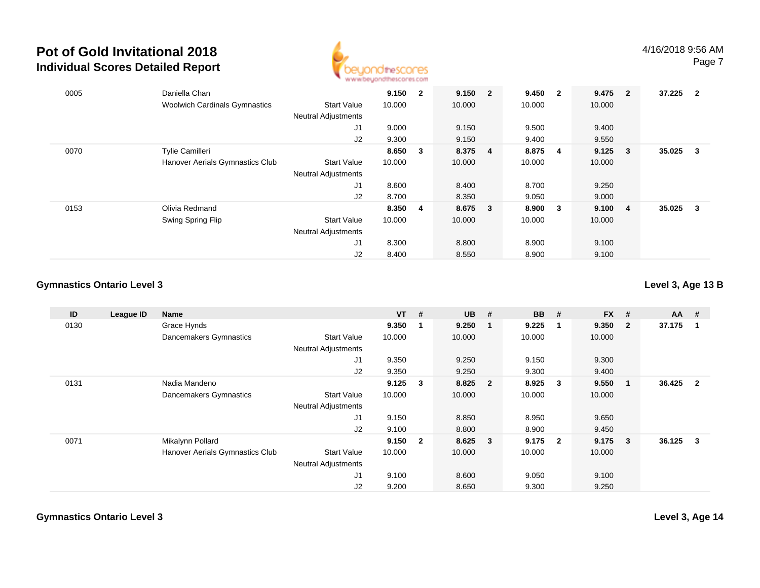| ID | League ID | Name | | VT | # | UB | # | BB | # | FX | # | AA | # |
|---|---|---|---|---|---|---|---|---|---|---|---|---|---|
| 0005 | | Daniella Chan | | **9.150** | **2** | **9.150** | **2** | **9.450** | **2** | **9.475** | **2** | **37.225** | **2** |
| | | Woolwich Cardinals Gymnastics | Start Value | 10.000 | | 10.000 | | 10.000 | | 10.000 | | | |
| | | | Neutral Adjustments | | | | | | | | | | |
| | | | J1 | 9.000 | | 9.150 | | 9.500 | | 9.400 | | | |
| | | | J2 | 9.300 | | 9.150 | | 9.400 | | 9.550 | | | |
| 0070 | | Tylie Camilleri | | **8.650** | **3** | **8.375** | **4** | **8.875** | **4** | **9.125** | **3** | **35.025** | **3** |
| | | Hanover Aerials Gymnastics Club | Start Value | 10.000 | | 10.000 | | 10.000 | | 10.000 | | | |
| | | | Neutral Adjustments | | | | | | | | | | |
| | | | J1 | 8.600 | | 8.400 | | 8.700 | | 9.250 | | | |
| | | | J2 | 8.700 | | 8.350 | | 9.050 | | 9.000 | | | |
| 0153 | | Olivia Redmand | | **8.350** | **4** | **8.675** | **3** | **8.900** | **3** | **9.100** | **4** | **35.025** | **3** |
| | | Swing Spring Flip | Start Value | 10.000 | | 10.000 | | 10.000 | | 10.000 | | | |
| | | | Neutral Adjustments | | | | | | | | | | |
| | | | J1 | 8.300 | | 8.800 | | 8.900 | | 9.100 | | | |
| | | | J2 | 8.400 | | 8.550 | | 8.900 | | 9.100 | | | |

## Gymnastics Ontario Level 3

**Level 3, Age 13 B**

| ID | League ID | Name | | VT | # | UB | # | BB | # | FX | # | AA | # |
|---|---|---|---|---|---|---|---|---|---|---|---|---|---|
| 0130 | | Grace Hynds | | **9.350** | **1** | **9.250** | **1** | **9.225** | **1** | **9.350** | **2** | **37.175** | **1** |
| | | Dancemakers Gymnastics | Start Value | 10.000 | | 10.000 | | 10.000 | | 10.000 | | | |
| | | | Neutral Adjustments | | | | | | | | | | |
| | | | J1 | 9.350 | | 9.250 | | 9.150 | | 9.300 | | | |
| | | | J2 | 9.350 | | 9.250 | | 9.300 | | 9.400 | | | |
| 0131 | | Nadia Mandeno | | **9.125** | **3** | **8.825** | **2** | **8.925** | **3** | **9.550** | **1** | **36.425** | **2** |
| | | Dancemakers Gymnastics | Start Value | 10.000 | | 10.000 | | 10.000 | | 10.000 | | | |
| | | | Neutral Adjustments | | | | | | | | | | |
| | | | J1 | 9.150 | | 8.850 | | 8.950 | | 9.650 | | | |
| | | | J2 | 9.100 | | 8.800 | | 8.900 | | 9.450 | | | |
| 0071 | | Mikalynn Pollard | | **9.150** | **2** | **8.625** | **3** | **9.175** | **2** | **9.175** | **3** | **36.125** | **3** |
| | | Hanover Aerials Gymnastics Club | Start Value | 10.000 | | 10.000 | | 10.000 | | 10.000 | | | |
| | | | Neutral Adjustments | | | | | | | | | | |
| | | | J1 | 9.100 | | 8.600 | | 9.050 | | 9.100 | | | |
| | | | J2 | 9.200 | | 8.650 | | 9.300 | | 9.250 | | | |

## Gymnastics Ontario Level 3

**Level 3, Age 14**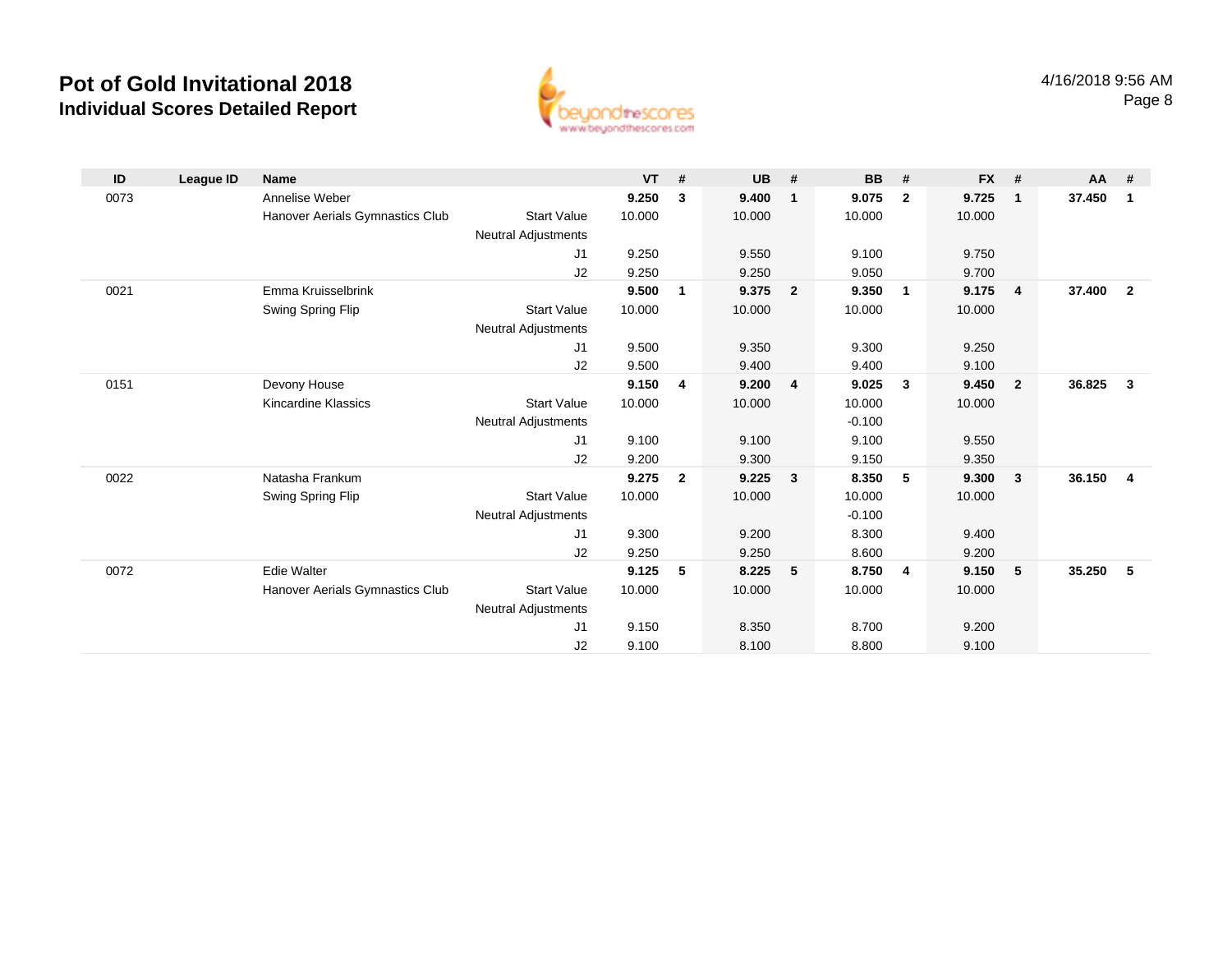# Pot of Gold Invitational 2018

## Individual Scores Detailed Report

4/16/2018 9:56 AM

| ID | League ID | Name | | VT | # | UB | # | BB | # | FX | # | AA | # |
|---|---|---|---|---|---|---|---|---|---|---|---|---|---|
| 0073 | | Annelise Weber | | **9.250** | **3** | **9.400** | **1** | **9.075** | **2** | **9.725** | **1** | **37.450** | **1** |
| | | Hanover Aerials Gymnastics Club | Start Value | 10.000 | | 10.000 | | 10.000 | | 10.000 | | | |
| | | | Neutral Adjustments | | | | | | | | | | |
| | | | J1 | 9.250 | | 9.550 | | 9.100 | | 9.750 | | | |
| | | | J2 | 9.250 | | 9.250 | | 9.050 | | 9.700 | | | |
| 0021 | | Emma Kruisselbrink | | **9.500** | **1** | **9.375** | **2** | **9.350** | **1** | **9.175** | **4** | **37.400** | **2** |
| | | Swing Spring Flip | Start Value | 10.000 | | 10.000 | | 10.000 | | 10.000 | | | |
| | | | Neutral Adjustments | | | | | | | | | | |
| | | | J1 | 9.500 | | 9.350 | | 9.300 | | 9.250 | | | |
| | | | J2 | 9.500 | | 9.400 | | 9.400 | | 9.100 | | | |
| 0151 | | Devony House | | **9.150** | **4** | **9.200** | **4** | **9.025** | **3** | **9.450** | **2** | **36.825** | **3** |
| | | Kincardine Klassics | Start Value | 10.000 | | 10.000 | | 10.000 | | 10.000 | | | |
| | | | Neutral Adjustments | | | | | -0.100 | | | | | |
| | | | J1 | 9.100 | | 9.100 | | 9.100 | | 9.550 | | | |
| | | | J2 | 9.200 | | 9.300 | | 9.150 | | 9.350 | | | |
| 0022 | | Natasha Frankum | | **9.275** | **2** | **9.225** | **3** | **8.350** | **5** | **9.300** | **3** | **36.150** | **4** |
| | | Swing Spring Flip | Start Value | 10.000 | | 10.000 | | 10.000 | | 10.000 | | | |
| | | | Neutral Adjustments | | | | | -0.100 | | | | | |
| | | | J1 | 9.300 | | 9.200 | | 8.300 | | 9.400 | | | |
| | | | J2 | 9.250 | | 9.250 | | 8.600 | | 9.200 | | | |
| 0072 | | Edie Walter | | **9.125** | **5** | **8.225** | **5** | **8.750** | **4** | **9.150** | **5** | **35.250** | **5** |
| | | Hanover Aerials Gymnastics Club | Start Value | 10.000 | | 10.000 | | 10.000 | | 10.000 | | | |
| | | | Neutral Adjustments | | | | | | | | | | |
| | | | J1 | 9.150 | | 8.350 | | 8.700 | | 9.200 | | | |
| | | | J2 | 9.100 | | 8.100 | | 8.800 | | 9.100 | | | |